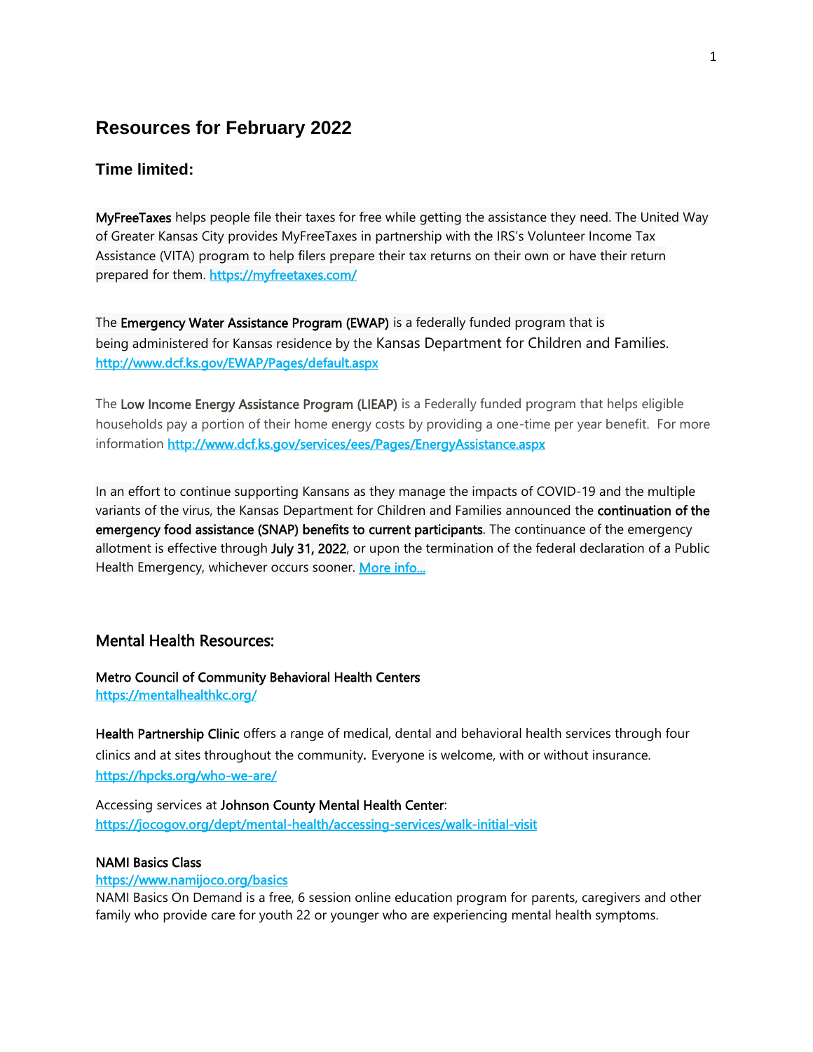# Resources for February 2022

## Time limited:

**MyFreeTaxes** helps people file their taxes for free while getting the assistance they need. The United Way of Greater Kansas City provides MyFreeTaxes in partnership with the IRS's Volunteer Income Tax Assistance (VITA) program to help filers prepare their tax returns on their own or have their return prepared for them. https://myfreetaxes.com/

The **Emergency Water Assistance Program (EWAP)** is a federally funded program that is being administered for Kansas residence by the Kansas Department for Children and Families. http://www.dcf.ks.gov/EWAP/Pages/default.aspx

The **Low Income Energy Assistance Program (LIEAP)** is a Federally funded program that helps eligible households pay a portion of their home energy costs by providing a one-time per year benefit. For more information http://www.dcf.ks.gov/services/ees/Pages/EnergyAssistance.aspx

In an effort to continue supporting Kansans as they manage the impacts of COVID-19 and the multiple variants of the virus, the Kansas Department for Children and Families announced the **continuation of the emergency food assistance (SNAP) benefits to current participants**. The continuance of the emergency allotment is effective through **July 31, 2022**, or upon the termination of the federal declaration of a Public Health Emergency, whichever occurs sooner. More info...

## Mental Health Resources:

**Metro Council of Community Behavioral Health Centers**
https://mentalhealthkc.org/

**Health Partnership Clinic** offers a range of medical, dental and behavioral health services through four clinics and at sites throughout the community**.** Everyone is welcome, with or without insurance. https://hpcks.org/who-we-are/

Accessing services at **Johnson County Mental Health Center**:
https://jocogov.org/dept/mental-health/accessing-services/walk-initial-visit

**NAMI Basics Class**
https://www.namijoco.org/basics
NAMI Basics On Demand is a free, 6 session online education program for parents, caregivers and other family who provide care for youth 22 or younger who are experiencing mental health symptoms.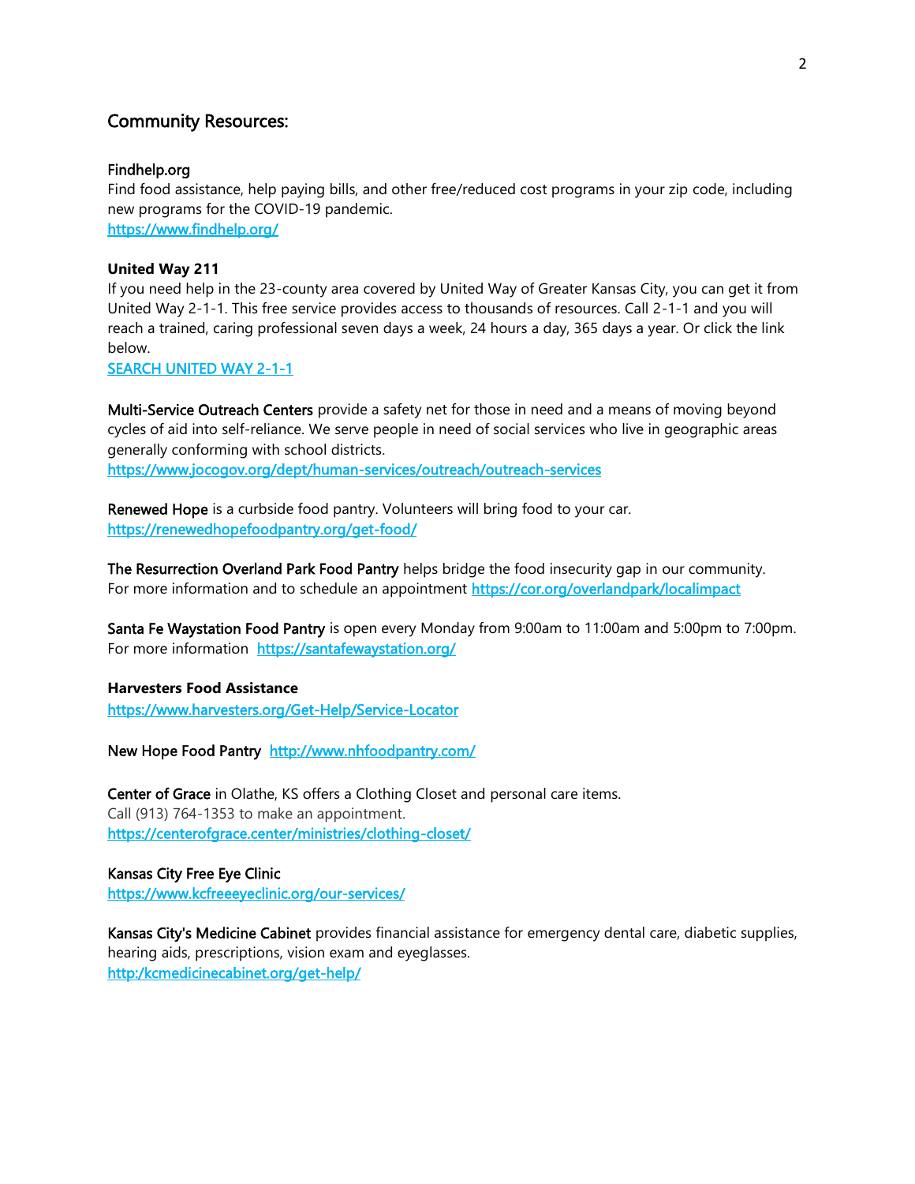## Community Resources:

**Findhelp.org**
Find food assistance, help paying bills, and other free/reduced cost programs in your zip code, including new programs for the COVID-19 pandemic.
https://www.findhelp.org/

**United Way 211**
If you need help in the 23-county area covered by United Way of Greater Kansas City, you can get it from United Way 2-1-1. This free service provides access to thousands of resources. Call 2-1-1 and you will reach a trained, caring professional seven days a week, 24 hours a day, 365 days a year. Or click the link below.
SEARCH UNITED WAY 2-1-1

**Multi-Service Outreach Centers** provide a safety net for those in need and a means of moving beyond cycles of aid into self-reliance. We serve people in need of social services who live in geographic areas generally conforming with school districts.
https://www.jocogov.org/dept/human-services/outreach/outreach-services

**Renewed Hope** is a curbside food pantry. Volunteers will bring food to your car.
https://renewedhopefoodpantry.org/get-food/

**The Resurrection Overland Park Food Pantry** helps bridge the food insecurity gap in our community. For more information and to schedule an appointment https://cor.org/overlandpark/localimpact

**Santa Fe Waystation Food Pantry** is open every Monday from 9:00am to 11:00am and 5:00pm to 7:00pm. For more information https://santafewaystation.org/

**Harvesters Food Assistance**
https://www.harvesters.org/Get-Help/Service-Locator

**New Hope Food Pantry** http://www.nhfoodpantry.com/

**Center of Grace** in Olathe, KS offers a Clothing Closet and personal care items.
Call (913) 764-1353 to make an appointment.
https://centerofgrace.center/ministries/clothing-closet/

**Kansas City Free Eye Clinic**
https://www.kcfreeeyeclinic.org/our-services/

**Kansas City's Medicine Cabinet** provides financial assistance for emergency dental care, diabetic supplies, hearing aids, prescriptions, vision exam and eyeglasses.
http:/kcmedicinecabinet.org/get-help/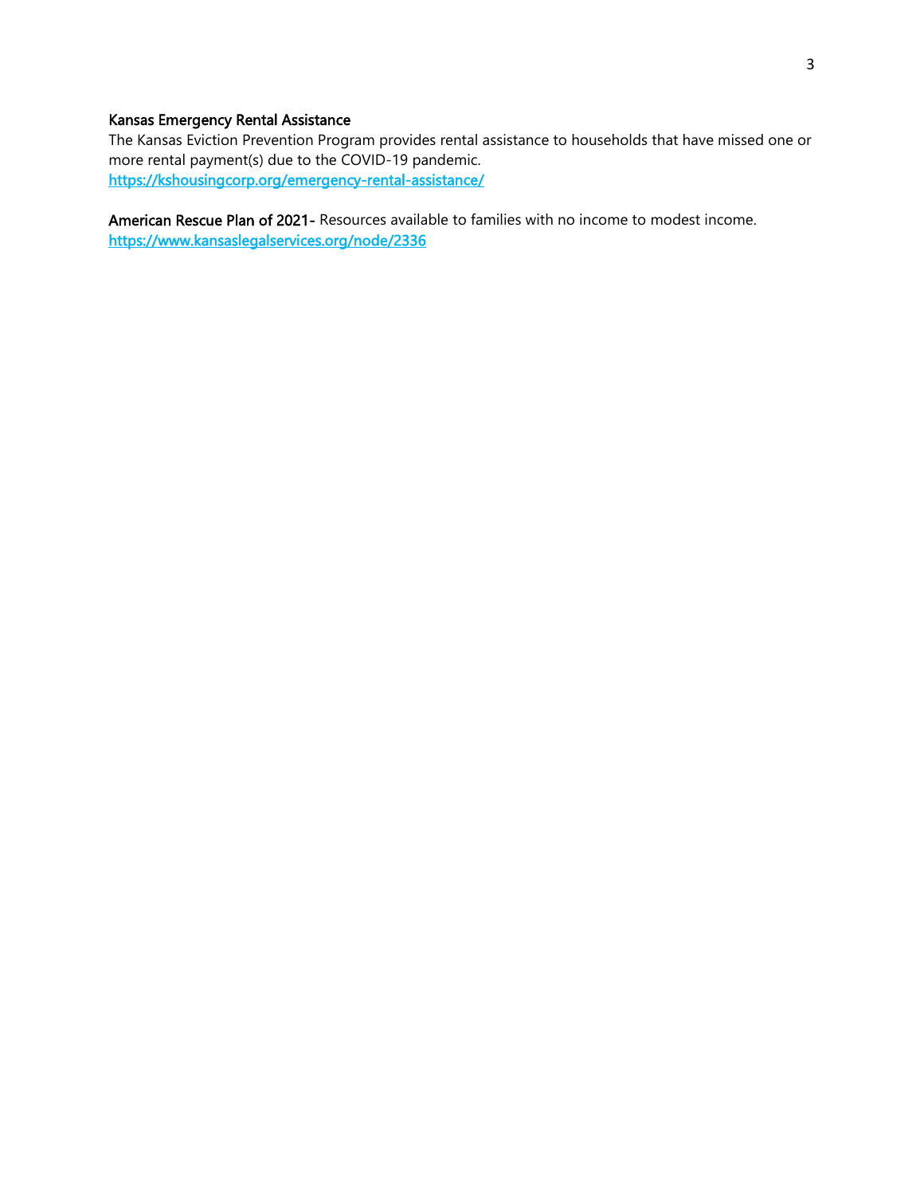**Kansas Emergency Rental Assistance**

The Kansas Eviction Prevention Program provides rental assistance to households that have missed one or more rental payment(s) due to the COVID-19 pandemic.

https://kshousingcorp.org/emergency-rental-assistance/

**American Rescue Plan of 2021-** Resources available to families with no income to modest income.

https://www.kansaslegalservices.org/node/2336